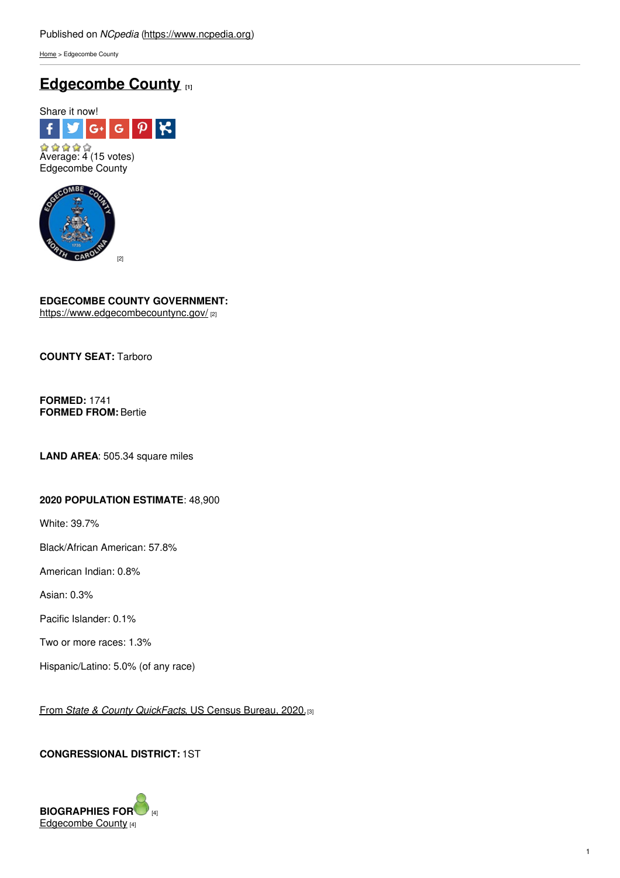Published on *NCpedia* (https://www.ncpedia.org)

Home > Edgecombe County

# Edgecombe County [1]

Share it now!

Average: 4 (15 votes)

Edgecombe County

[2]

**EDGECOMBE COUNTY GOVERNMENT:**
https://www.edgecombecountync.gov/ [2]

**COUNTY SEAT:** Tarboro

**FORMED:** 1741
**FORMED FROM:** Bertie

**LAND AREA**: 505.34 square miles

**2020 POPULATION ESTIMATE**: 48,900

White: 39.7%

Black/African American: 57.8%

American Indian: 0.8%

Asian: 0.3%

Pacific Islander: 0.1%

Two or more races: 1.3%

Hispanic/Latino: 5.0% (of any race)

From *State & County QuickFacts*, US Census Bureau, 2020. [3]

**CONGRESSIONAL DISTRICT:** 1ST

**BIOGRAPHIES FOR** [4]
Edgecombe County [4]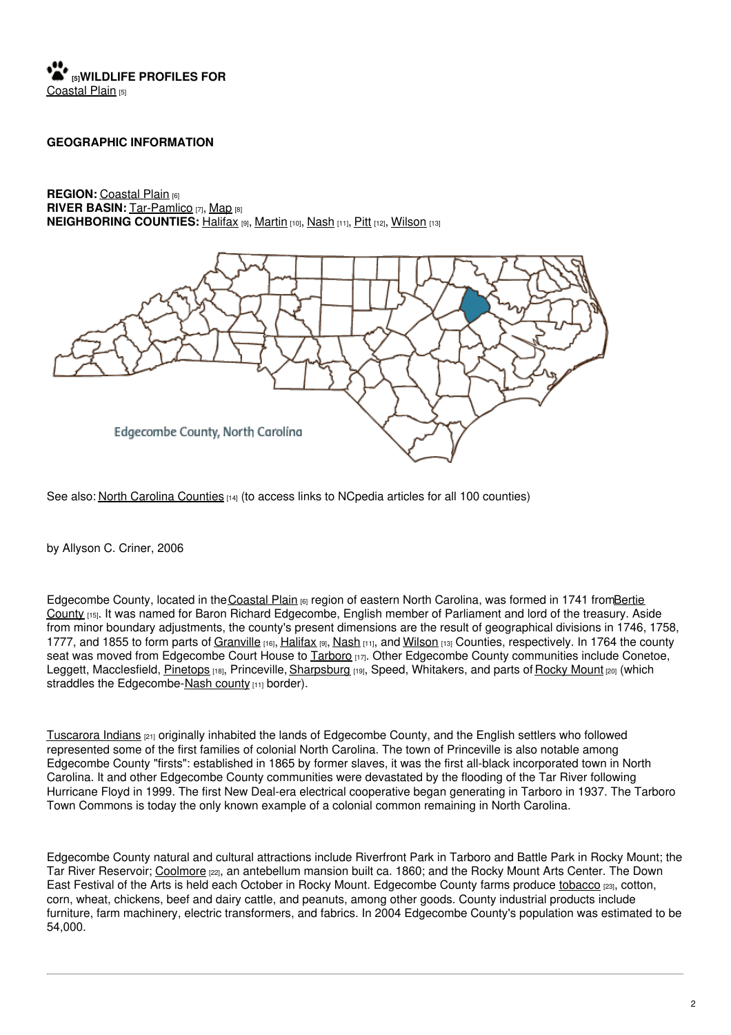**[5]WILDLIFE PROFILES FOR**
Coastal Plain [5]

**GEOGRAPHIC INFORMATION**

**REGION:** Coastal Plain [6]
**RIVER BASIN:** Tar-Pamlico [7], Map [8]
**NEIGHBORING COUNTIES:** Halifax [9], Martin [10], Nash [11], Pitt [12], Wilson [13]

Edgecombe County, North Carolina

See also: North Carolina Counties [14] (to access links to NCpedia articles for all 100 counties)

by Allyson C. Criner, 2006

Edgecombe County, located in the Coastal Plain [6] region of eastern North Carolina, was formed in 1741 from Bertie County [15]. It was named for Baron Richard Edgecombe, English member of Parliament and lord of the treasury. Aside from minor boundary adjustments, the county's present dimensions are the result of geographical divisions in 1746, 1758, 1777, and 1855 to form parts of Granville [16], Halifax [9], Nash [11], and Wilson [13] Counties, respectively. In 1764 the county seat was moved from Edgecombe Court House to Tarboro [17]. Other Edgecombe County communities include Conetoe, Leggett, Macclesfield, Pinetops [18], Princeville, Sharpsburg [19], Speed, Whitakers, and parts of Rocky Mount [20] (which straddles the Edgecombe-Nash county [11] border).

Tuscarora Indians [21] originally inhabited the lands of Edgecombe County, and the English settlers who followed represented some of the first families of colonial North Carolina. The town of Princeville is also notable among Edgecombe County "firsts": established in 1865 by former slaves, it was the first all-black incorporated town in North Carolina. It and other Edgecombe County communities were devastated by the flooding of the Tar River following Hurricane Floyd in 1999. The first New Deal-era electrical cooperative began generating in Tarboro in 1937. The Tarboro Town Commons is today the only known example of a colonial common remaining in North Carolina.

Edgecombe County natural and cultural attractions include Riverfront Park in Tarboro and Battle Park in Rocky Mount; the Tar River Reservoir; Coolmore [22], an antebellum mansion built ca. 1860; and the Rocky Mount Arts Center. The Down East Festival of the Arts is held each October in Rocky Mount. Edgecombe County farms produce tobacco [23], cotton, corn, wheat, chickens, beef and dairy cattle, and peanuts, among other goods. County industrial products include furniture, farm machinery, electric transformers, and fabrics. In 2004 Edgecombe County's population was estimated to be 54,000.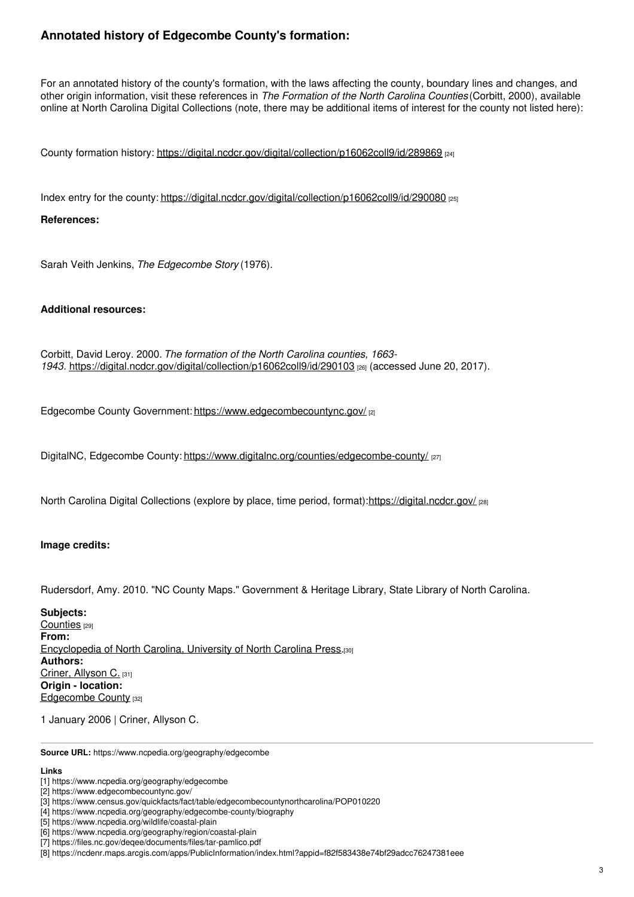## Annotated history of Edgecombe County's formation:

For an annotated history of the county's formation, with the laws affecting the county, boundary lines and changes, and other origin information, visit these references in *The Formation of the North Carolina Counties* (Corbitt, 2000), available online at North Carolina Digital Collections (note, there may be additional items of interest for the county not listed here):

County formation history: https://digital.ncdcr.gov/digital/collection/p16062coll9/id/289869 [24]

Index entry for the county: https://digital.ncdcr.gov/digital/collection/p16062coll9/id/290080 [25]

**References:**

Sarah Veith Jenkins, *The Edgecombe Story* (1976).

**Additional resources:**

Corbitt, David Leroy. 2000. *The formation of the North Carolina counties, 1663-1943*. https://digital.ncdcr.gov/digital/collection/p16062coll9/id/290103 [26] (accessed June 20, 2017).

Edgecombe County Government: https://www.edgecombecountync.gov/ [2]

DigitalNC, Edgecombe County: https://www.digitalnc.org/counties/edgecombe-county/ [27]

North Carolina Digital Collections (explore by place, time period, format): https://digital.ncdcr.gov/ [28]

**Image credits:**

Rudersdorf, Amy. 2010. "NC County Maps." Government & Heritage Library, State Library of North Carolina.

**Subjects:**
Counties [29]
**From:**
Encyclopedia of North Carolina, University of North Carolina Press.[30]
**Authors:**
Criner, Allyson C. [31]
**Origin - location:**
Edgecombe County [32]

1 January 2006 | Criner, Allyson C.

---

**Source URL:** https://www.ncpedia.org/geography/edgecombe

**Links**

[1] https://www.ncpedia.org/geography/edgecombe
[2] https://www.edgecombecountync.gov/
[3] https://www.census.gov/quickfacts/fact/table/edgecombecountynorthcarolina/POP010220
[4] https://www.ncpedia.org/geography/edgecombe-county/biography
[5] https://www.ncpedia.org/wildlife/coastal-plain
[6] https://www.ncpedia.org/geography/region/coastal-plain
[7] https://files.nc.gov/deqee/documents/files/tar-pamlico.pdf
[8] https://ncdenr.maps.arcgis.com/apps/PublicInformation/index.html?appid=f82f583438e74bf29adcc76247381eee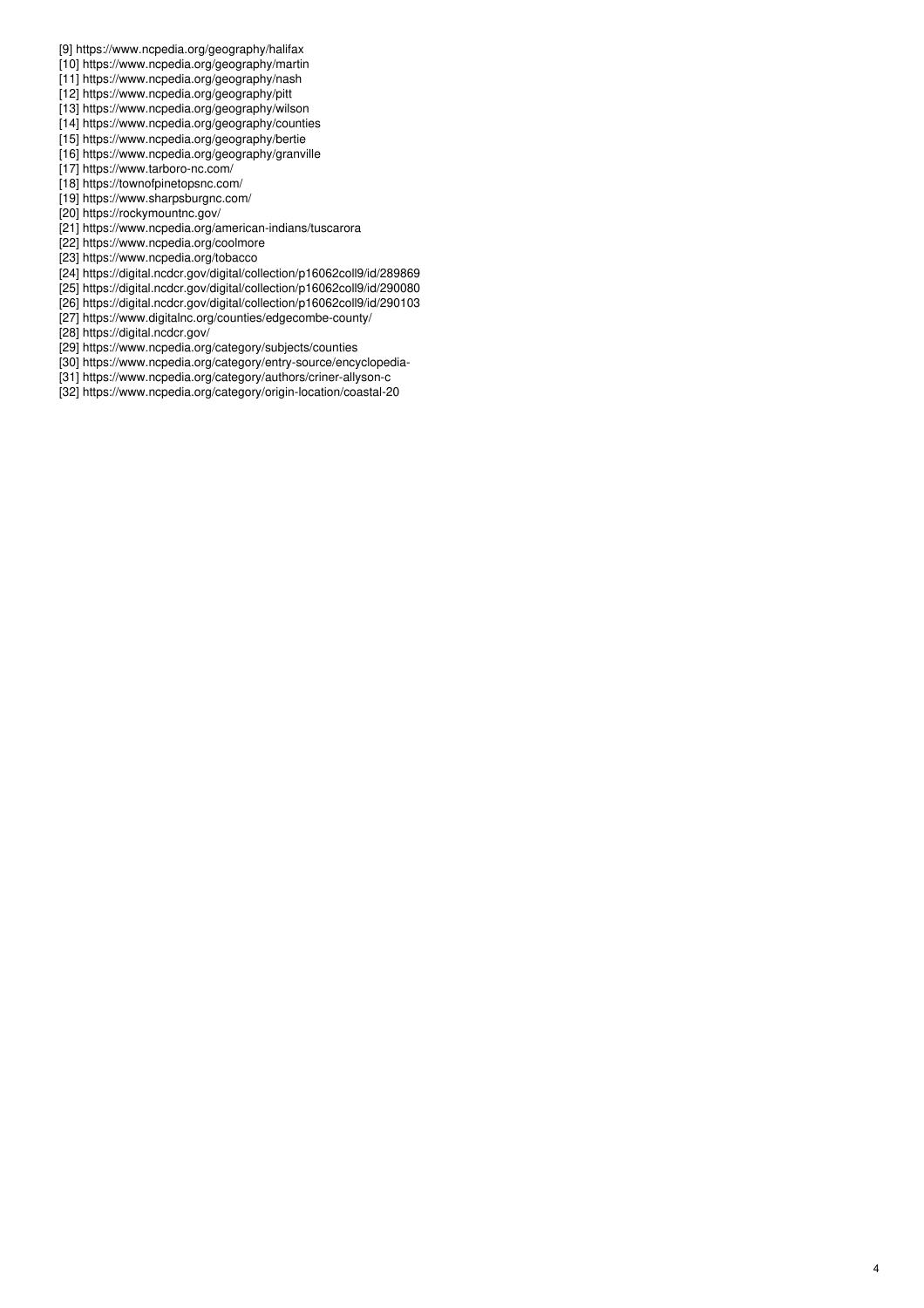[9] https://www.ncpedia.org/geography/halifax
[10] https://www.ncpedia.org/geography/martin
[11] https://www.ncpedia.org/geography/nash
[12] https://www.ncpedia.org/geography/pitt
[13] https://www.ncpedia.org/geography/wilson
[14] https://www.ncpedia.org/geography/counties
[15] https://www.ncpedia.org/geography/bertie
[16] https://www.ncpedia.org/geography/granville
[17] https://www.tarboro-nc.com/
[18] https://townofpinetopsnc.com/
[19] https://www.sharpsburgnc.com/
[20] https://rockymountnc.gov/
[21] https://www.ncpedia.org/american-indians/tuscarora
[22] https://www.ncpedia.org/coolmore
[23] https://www.ncpedia.org/tobacco
[24] https://digital.ncdcr.gov/digital/collection/p16062coll9/id/289869
[25] https://digital.ncdcr.gov/digital/collection/p16062coll9/id/290080
[26] https://digital.ncdcr.gov/digital/collection/p16062coll9/id/290103
[27] https://www.digitalnc.org/counties/edgecombe-county/
[28] https://digital.ncdcr.gov/
[29] https://www.ncpedia.org/category/subjects/counties
[30] https://www.ncpedia.org/category/entry-source/encyclopedia-
[31] https://www.ncpedia.org/category/authors/criner-allyson-c
[32] https://www.ncpedia.org/category/origin-location/coastal-20